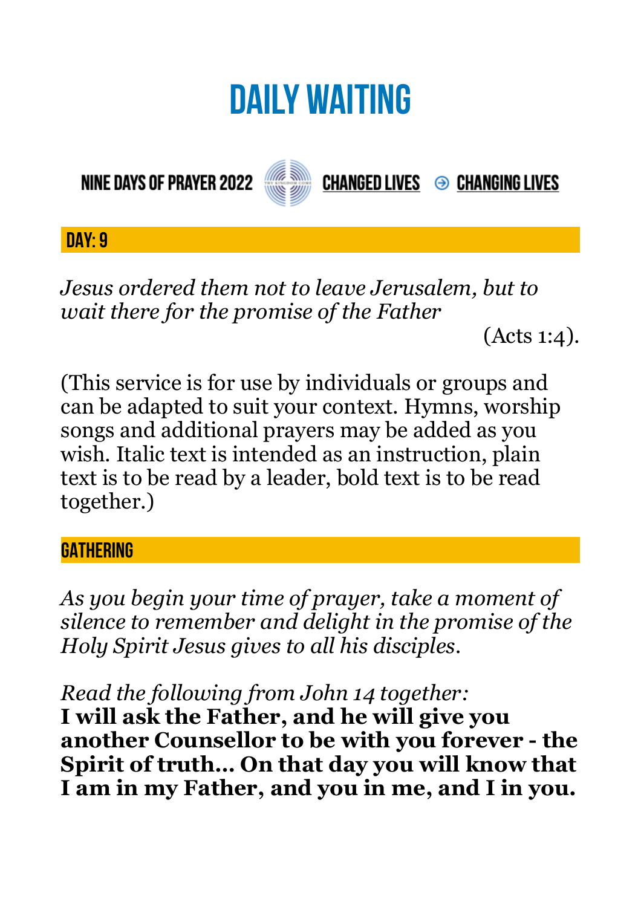# DAILY WAITING

NINE DAYS OF PRAYER 2022 CHANGED LIVES ⊕ CHANGING LIVES

## DAY: 9

*Jesus ordered them not to leave Jerusalem, but to wait there for the promise of the Father*

(Acts 1:4).

(This service is for use by individuals or groups and can be adapted to suit your context. Hymns, worship songs and additional prayers may be added as you wish. Italic text is intended as an instruction, plain text is to be read by a leader, bold text is to be read together.)

## GATHERING

*As you begin your time of prayer, take a moment of silence to remember and delight in the promise of the Holy Spirit Jesus gives to all his disciples.*

*Read the following from John 14 together:*
**I will ask the Father, and he will give you another Counsellor to be with you forever - the Spirit of truth… On that day you will know that I am in my Father, and you in me, and I in you.**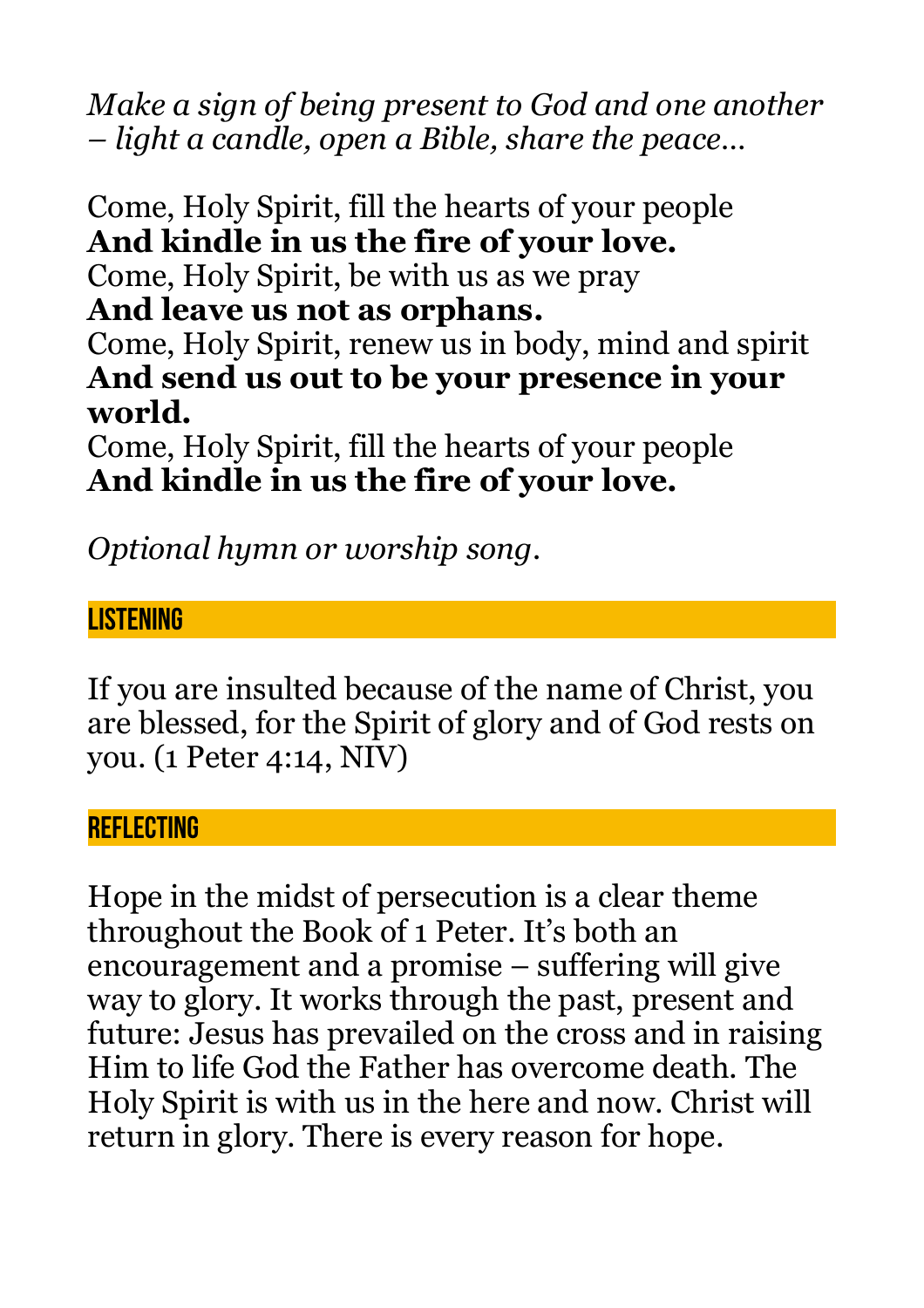*Make a sign of being present to God and one another – light a candle, open a Bible, share the peace…*

Come, Holy Spirit, fill the hearts of your people
**And kindle in us the fire of your love.**
Come, Holy Spirit, be with us as we pray
**And leave us not as orphans.**
Come, Holy Spirit, renew us in body, mind and spirit
**And send us out to be your presence in your world.**
Come, Holy Spirit, fill the hearts of your people
**And kindle in us the fire of your love.**

*Optional hymn or worship song*.

## LISTENING

If you are insulted because of the name of Christ, you are blessed, for the Spirit of glory and of God rests on you. (1 Peter 4:14, NIV)

## REFLECTING

Hope in the midst of persecution is a clear theme throughout the Book of 1 Peter. It's both an encouragement and a promise – suffering will give way to glory. It works through the past, present and future: Jesus has prevailed on the cross and in raising Him to life God the Father has overcome death. The Holy Spirit is with us in the here and now. Christ will return in glory. There is every reason for hope.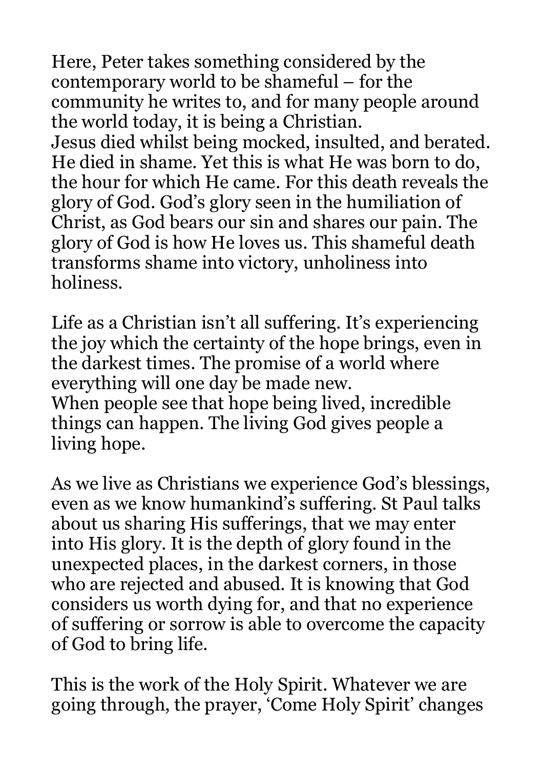Here, Peter takes something considered by the contemporary world to be shameful – for the community he writes to, and for many people around the world today, it is being a Christian.
Jesus died whilst being mocked, insulted, and berated. He died in shame. Yet this is what He was born to do, the hour for which He came. For this death reveals the glory of God. God's glory seen in the humiliation of Christ, as God bears our sin and shares our pain. The glory of God is how He loves us. This shameful death transforms shame into victory, unholiness into holiness.

Life as a Christian isn't all suffering. It's experiencing the joy which the certainty of the hope brings, even in the darkest times. The promise of a world where everything will one day be made new.
When people see that hope being lived, incredible things can happen. The living God gives people a living hope.

As we live as Christians we experience God's blessings, even as we know humankind's suffering. St Paul talks about us sharing His sufferings, that we may enter into His glory. It is the depth of glory found in the unexpected places, in the darkest corners, in those who are rejected and abused. It is knowing that God considers us worth dying for, and that no experience of suffering or sorrow is able to overcome the capacity of God to bring life.

This is the work of the Holy Spirit. Whatever we are going through, the prayer, 'Come Holy Spirit' changes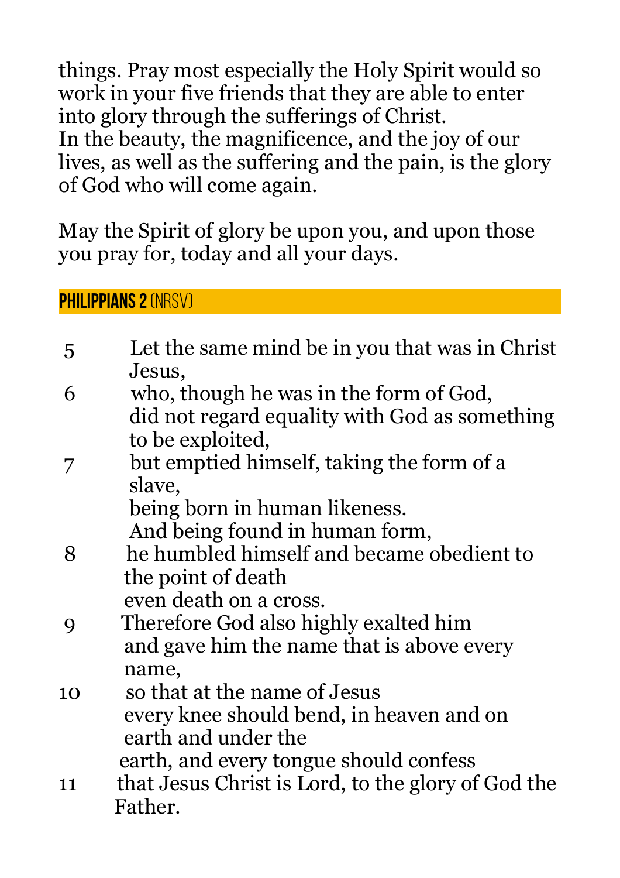things. Pray most especially the Holy Spirit would so work in your five friends that they are able to enter into glory through the sufferings of Christ.
In the beauty, the magnificence, and the joy of our lives, as well as the suffering and the pain, is the glory of God who will come again.

May the Spirit of glory be upon you, and upon those you pray for, today and all your days.

## PHILIPPIANS 2 (NRSV)

5 Let the same mind be in you that was in Christ Jesus,
6 who, though he was in the form of God,
did not regard equality with God as something to be exploited,
7 but emptied himself, taking the form of a slave,
being born in human likeness.
And being found in human form,
8 he humbled himself and became obedient to the point of death
even death on a cross.
9 Therefore God also highly exalted him
and gave him the name that is above every name,
10 so that at the name of Jesus
every knee should bend, in heaven and on earth and under the
earth, and every tongue should confess
11 that Jesus Christ is Lord, to the glory of God the Father.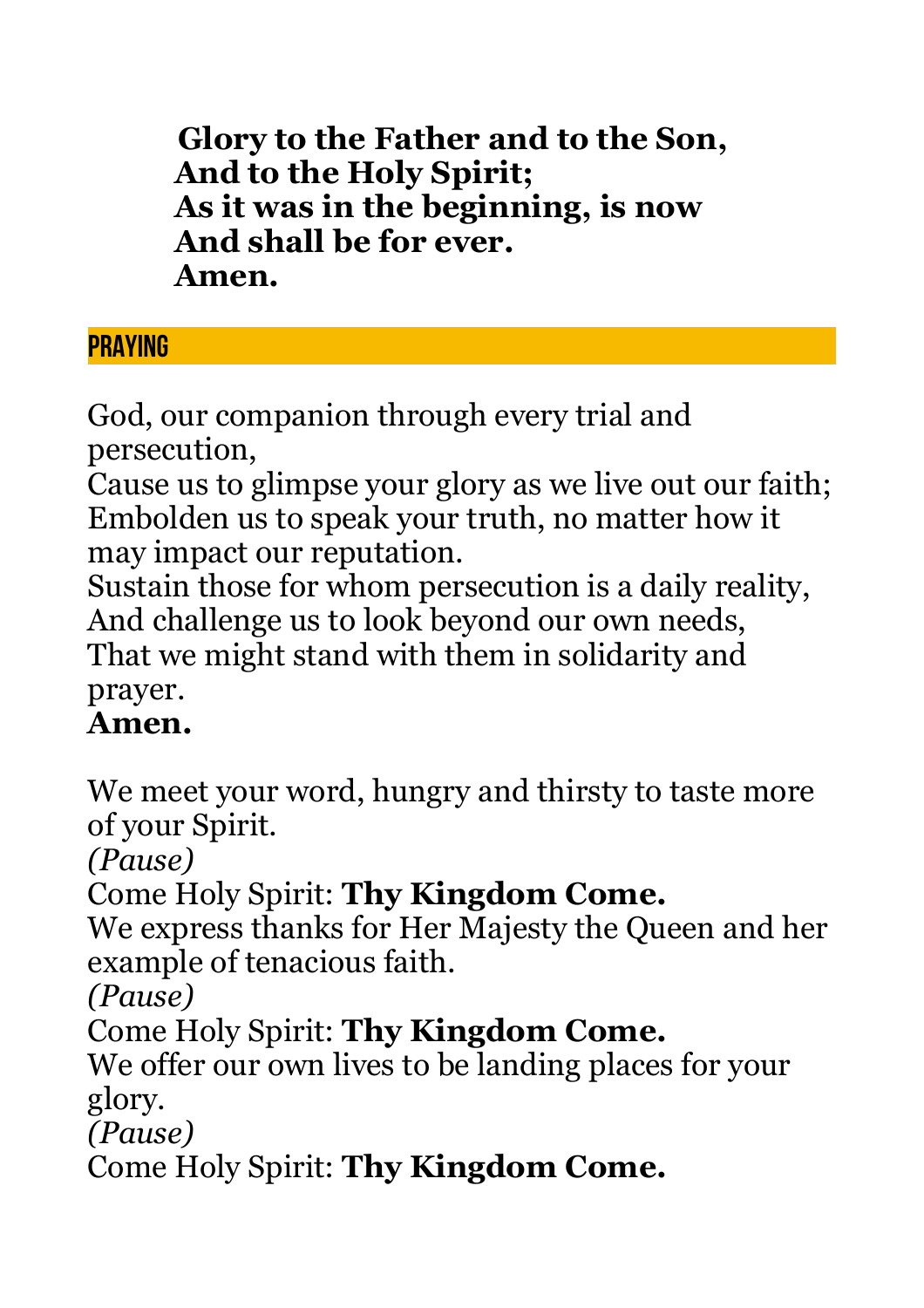**Glory to the Father and to the Son,**
**And to the Holy Spirit;**
**As it was in the beginning, is now**
**And shall be for ever.**
**Amen.**

## PRAYING

God, our companion through every trial and persecution,
Cause us to glimpse your glory as we live out our faith;
Embolden us to speak your truth, no matter how it may impact our reputation.
Sustain those for whom persecution is a daily reality,
And challenge us to look beyond our own needs,
That we might stand with them in solidarity and prayer.
**Amen.**

We meet your word, hungry and thirsty to taste more of your Spirit.
*(Pause)*
Come Holy Spirit: **Thy Kingdom Come.**
We express thanks for Her Majesty the Queen and her example of tenacious faith.
*(Pause)*
Come Holy Spirit: **Thy Kingdom Come.**
We offer our own lives to be landing places for your glory.
*(Pause)*
Come Holy Spirit: **Thy Kingdom Come.**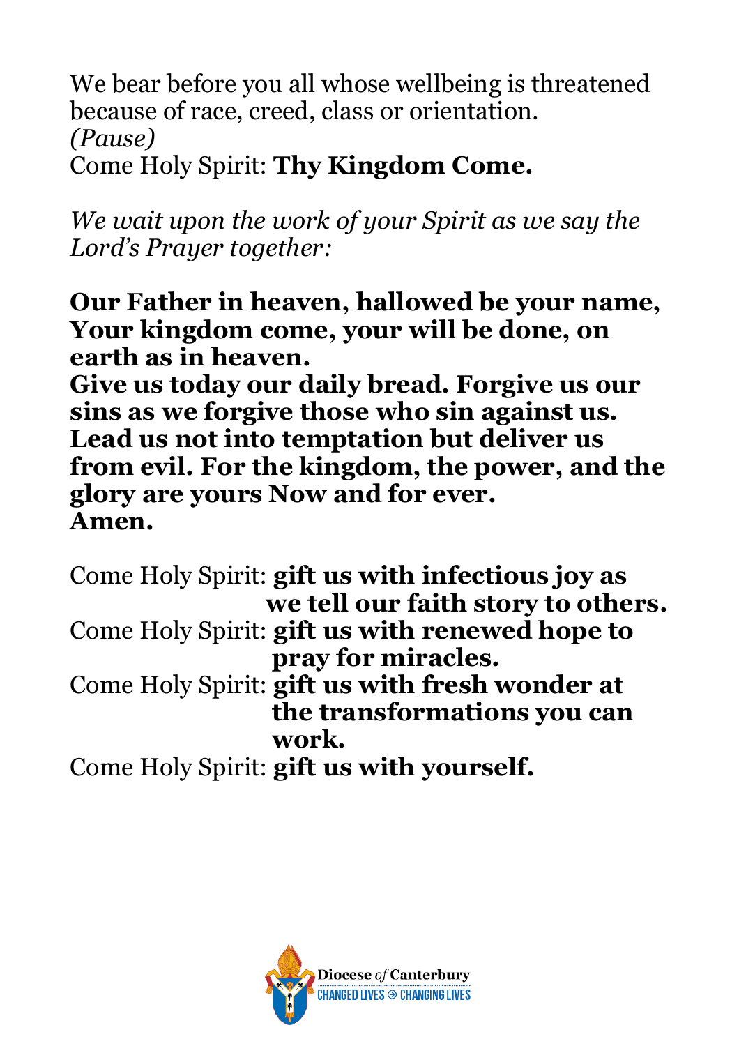We bear before you all whose wellbeing is threatened because of race, creed, class or orientation.
*(Pause)*
Come Holy Spirit: **Thy Kingdom Come.**

*We wait upon the work of your Spirit as we say the Lord's Prayer together:*

**Our Father in heaven, hallowed be your name, Your kingdom come, your will be done, on earth as in heaven.**
**Give us today our daily bread. Forgive us our sins as we forgive those who sin against us. Lead us not into temptation but deliver us from evil. For the kingdom, the power, and the glory are yours Now and for ever.**
**Amen.**

Come Holy Spirit: **gift us with infectious joy as we tell our faith story to others.**
Come Holy Spirit: **gift us with renewed hope to pray for miracles.**
Come Holy Spirit: **gift us with fresh wonder at the transformations you can work.**
Come Holy Spirit: **gift us with yourself.**

Diocese *of* Canterbury
CHANGED LIVES ⊙ CHANGING LIVES